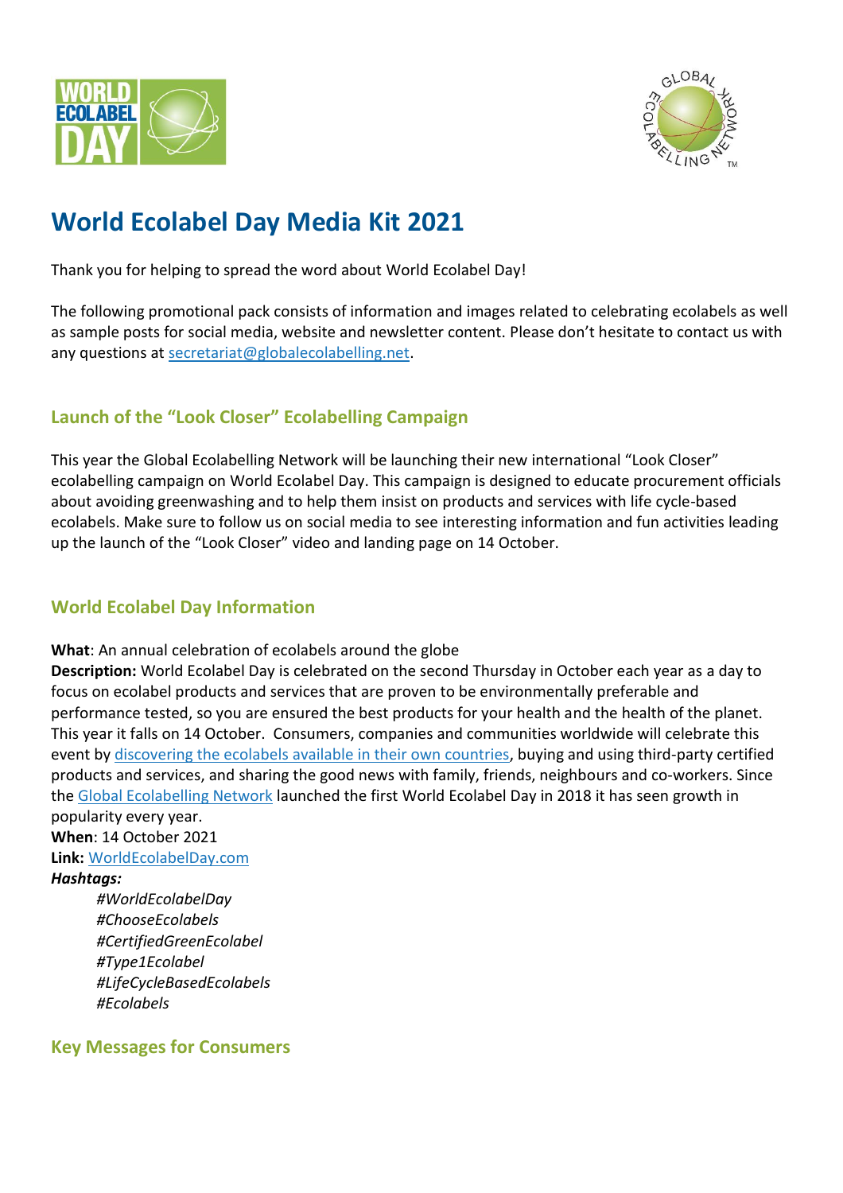# World Ecolabel Day Media Kit 2021

Thank you for helping to spread the word about World Ecolabel Day!

The following promotional pack consists of information and images related to celebrating ecolabels as well as sample posts for social media, website and newsletter content. Please don't hesitate to contact us with any questions at [secretariat@globalecolabelling.net](mailto:secretariat@globalecolabelling.net).

## Launch of the "Look Closer" Ecolabelling Campaign

This year the Global Ecolabelling Network will be launching their new international "Look Closer" ecolabelling campaign on World Ecolabel Day. This campaign is designed to educate procurement officials about avoiding greenwashing and to help them insist on products and services with life cycle-based ecolabels. Make sure to follow us on social media to see interesting information and fun activities leading up the launch of the "Look Closer" video and landing page on 14 October.

## World Ecolabel Day Information

**What**: An annual celebration of ecolabels around the globe

**Description:** World Ecolabel Day is celebrated on the second Thursday in October each year as a day to focus on ecolabel products and services that are proven to be environmentally preferable and performance tested, so you are ensured the best products for your health and the health of the planet. This year it falls on 14 October. Consumers, companies and communities worldwide will celebrate this event by discovering the ecolabels available in their own countries, buying and using third-party certified products and services, and sharing the good news with family, friends, neighbours and co-workers. Since the Global Ecolabelling Network launched the first World Ecolabel Day in 2018 it has seen growth in popularity every year.

**When**: 14 October 2021

**Link:** WorldEcolabelDay.com

***Hashtags:***

*#WorldEcolabelDay*
*#ChooseEcolabels*
*#CertifiedGreenEcolabel*
*#Type1Ecolabel*
*#LifeCycleBasedEcolabels*
*#Ecolabels*

## Key Messages for Consumers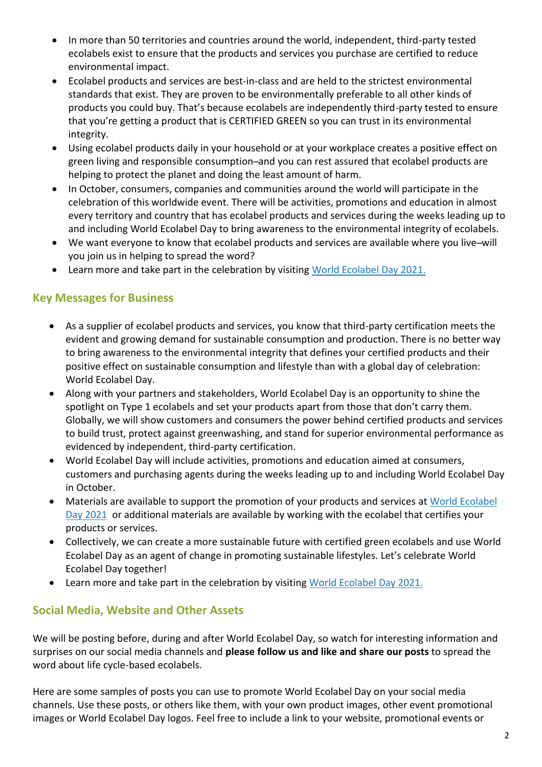- In more than 50 territories and countries around the world, independent, third-party tested ecolabels exist to ensure that the products and services you purchase are certified to reduce environmental impact.
- Ecolabel products and services are best-in-class and are held to the strictest environmental standards that exist. They are proven to be environmentally preferable to all other kinds of products you could buy. That's because ecolabels are independently third-party tested to ensure that you're getting a product that is CERTIFIED GREEN so you can trust in its environmental integrity.
- Using ecolabel products daily in your household or at your workplace creates a positive effect on green living and responsible consumption–and you can rest assured that ecolabel products are helping to protect the planet and doing the least amount of harm.
- In October, consumers, companies and communities around the world will participate in the celebration of this worldwide event. There will be activities, promotions and education in almost every territory and country that has ecolabel products and services during the weeks leading up to and including World Ecolabel Day to bring awareness to the environmental integrity of ecolabels.
- We want everyone to know that ecolabel products and services are available where you live–will you join us in helping to spread the word?
- Learn more and take part in the celebration by visiting World Ecolabel Day 2021.

## Key Messages for Business

- As a supplier of ecolabel products and services, you know that third-party certification meets the evident and growing demand for sustainable consumption and production. There is no better way to bring awareness to the environmental integrity that defines your certified products and their positive effect on sustainable consumption and lifestyle than with a global day of celebration: World Ecolabel Day.
- Along with your partners and stakeholders, World Ecolabel Day is an opportunity to shine the spotlight on Type 1 ecolabels and set your products apart from those that don't carry them. Globally, we will show customers and consumers the power behind certified products and services to build trust, protect against greenwashing, and stand for superior environmental performance as evidenced by independent, third-party certification.
- World Ecolabel Day will include activities, promotions and education aimed at consumers, customers and purchasing agents during the weeks leading up to and including World Ecolabel Day in October.
- Materials are available to support the promotion of your products and services at World Ecolabel Day 2021 or additional materials are available by working with the ecolabel that certifies your products or services.
- Collectively, we can create a more sustainable future with certified green ecolabels and use World Ecolabel Day as an agent of change in promoting sustainable lifestyles. Let's celebrate World Ecolabel Day together!
- Learn more and take part in the celebration by visiting World Ecolabel Day 2021.

## Social Media, Website and Other Assets

We will be posting before, during and after World Ecolabel Day, so watch for interesting information and surprises on our social media channels and **please follow us and like and share our posts** to spread the word about life cycle-based ecolabels.

Here are some samples of posts you can use to promote World Ecolabel Day on your social media channels. Use these posts, or others like them, with your own product images, other event promotional images or World Ecolabel Day logos. Feel free to include a link to your website, promotional events or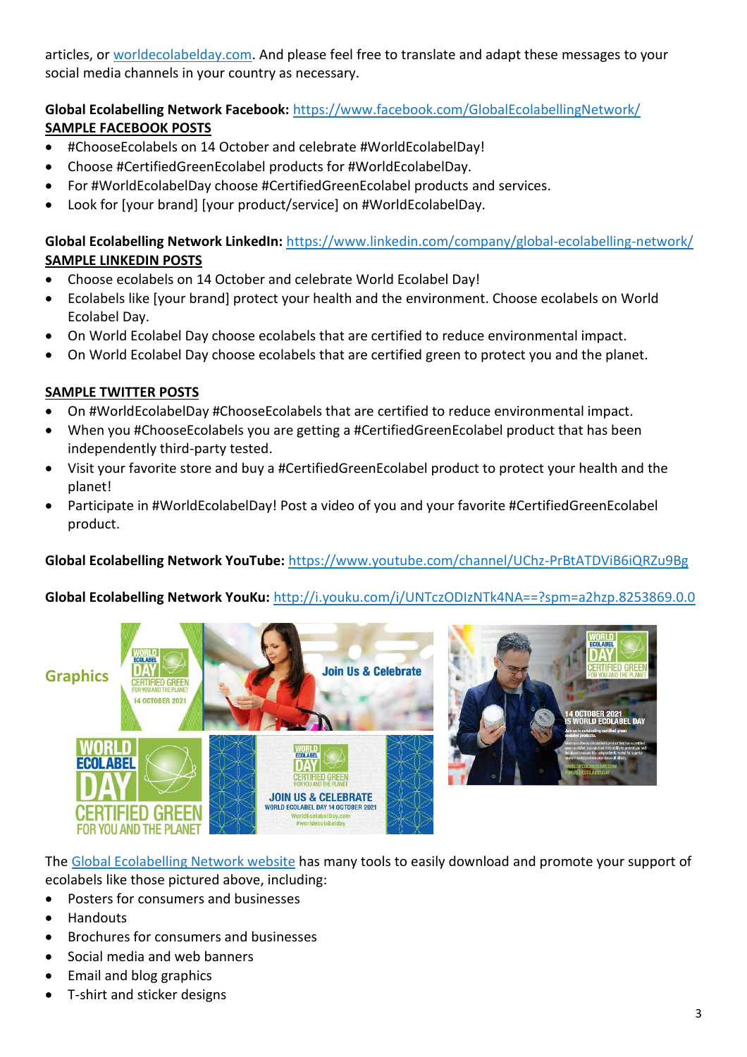articles, or [worldecolabelday.com](http://worldecolabelday.com). And please feel free to translate and adapt these messages to your social media channels in your country as necessary.

**Global Ecolabelling Network Facebook:** https://www.facebook.com/GlobalEcolabellingNetwork/

**SAMPLE FACEBOOK POSTS**

- #ChooseEcolabels on 14 October and celebrate #WorldEcolabelDay!
- Choose #CertifiedGreenEcolabel products for #WorldEcolabelDay.
- For #WorldEcolabelDay choose #CertifiedGreenEcolabel products and services.
- Look for [your brand] [your product/service] on #WorldEcolabelDay.

**Global Ecolabelling Network LinkedIn:** https://www.linkedin.com/company/global-ecolabelling-network/

**SAMPLE LINKEDIN POSTS**

- Choose ecolabels on 14 October and celebrate World Ecolabel Day!
- Ecolabels like [your brand] protect your health and the environment. Choose ecolabels on World Ecolabel Day.
- On World Ecolabel Day choose ecolabels that are certified to reduce environmental impact.
- On World Ecolabel Day choose ecolabels that are certified green to protect you and the planet.

**SAMPLE TWITTER POSTS**

- On #WorldEcolabelDay #ChooseEcolabels that are certified to reduce environmental impact.
- When you #ChooseEcolabels you are getting a #CertifiedGreenEcolabel product that has been independently third-party tested.
- Visit your favorite store and buy a #CertifiedGreenEcolabel product to protect your health and the planet!
- Participate in #WorldEcolabelDay! Post a video of you and your favorite #CertifiedGreenEcolabel product.

**Global Ecolabelling Network YouTube:** https://www.youtube.com/channel/UChz-PrBtATDViB6iQRZu9Bg

**Global Ecolabelling Network YouKu:** http://i.youku.com/i/UNTczODIzNTk4NA==?spm=a2hzp.8253869.0.0

**Graphics**

The [Global Ecolabelling Network website]() has many tools to easily download and promote your support of ecolabels like those pictured above, including:

- Posters for consumers and businesses
- Handouts
- Brochures for consumers and businesses
- Social media and web banners
- Email and blog graphics
- T-shirt and sticker designs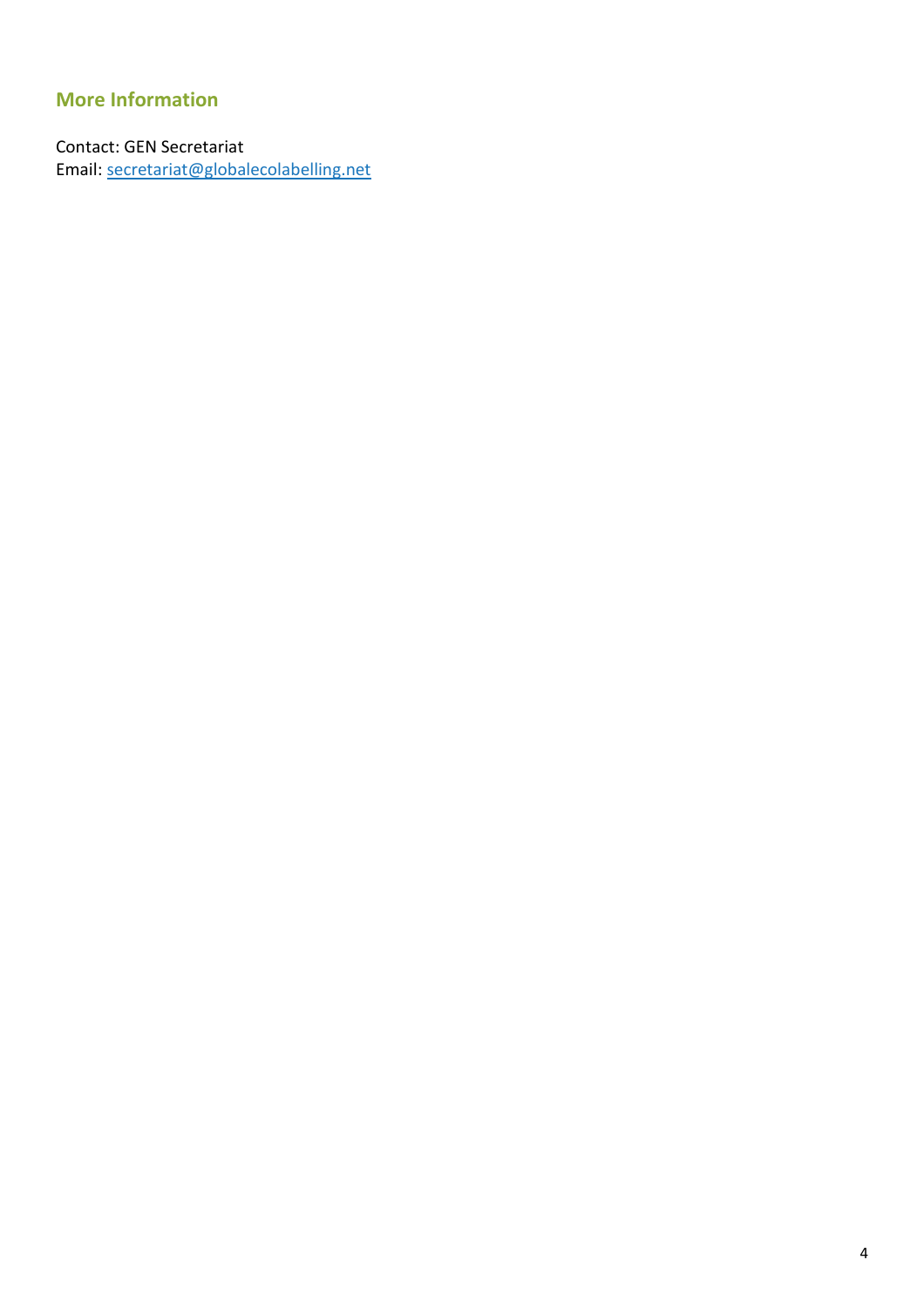## More Information

Contact: GEN Secretariat
Email: secretariat@globalecolabelling.net